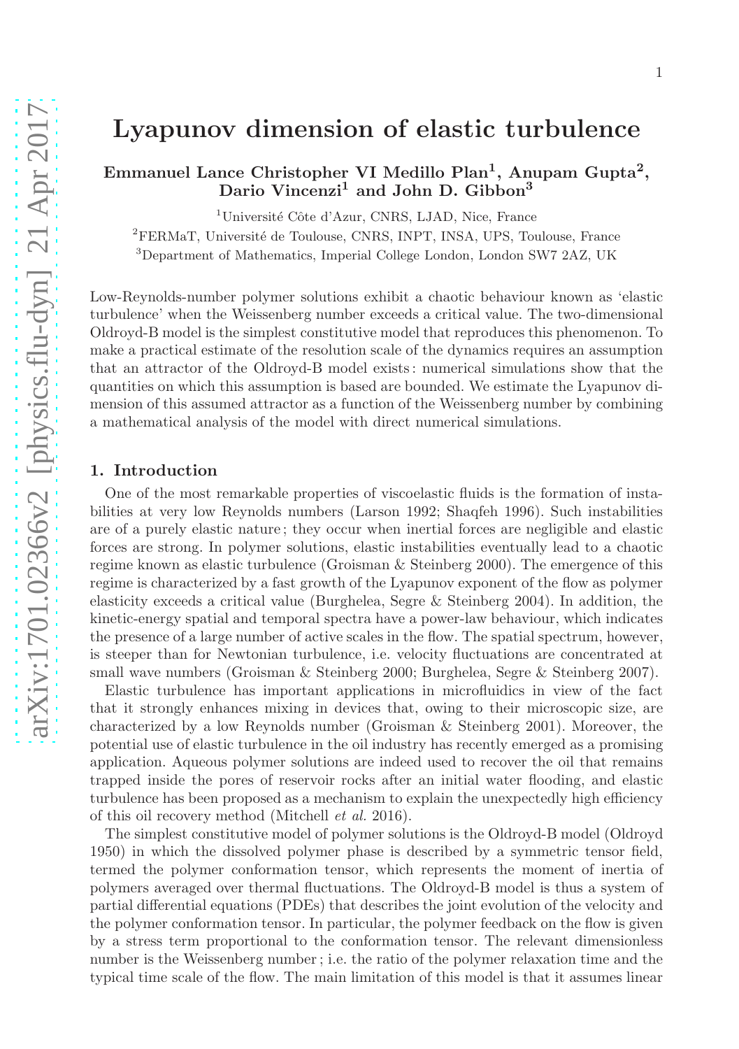# Lyapunov dimension of elastic turbulence

**Emmanuel Lance Christopher VI Medillo Plan[1], Anupam Gupta[2], Dario Vincenzi[1] and John D. Gibbon[3]**

[1]Université Côte d'Azur, CNRS, LJAD, Nice, France

[2]FERMaT, Université de Toulouse, CNRS, INPT, INSA, UPS, Toulouse, France

[3]Department of Mathematics, Imperial College London, London SW7 2AZ, UK

Low-Reynolds-number polymer solutions exhibit a chaotic behaviour known as 'elastic turbulence' when the Weissenberg number exceeds a critical value. The two-dimensional Oldroyd-B model is the simplest constitutive model that reproduces this phenomenon. To make a practical estimate of the resolution scale of the dynamics requires an assumption that an attractor of the Oldroyd-B model exists : numerical simulations show that the quantities on which this assumption is based are bounded. We estimate the Lyapunov dimension of this assumed attractor as a function of the Weissenberg number by combining a mathematical analysis of the model with direct numerical simulations.

## 1. Introduction

One of the most remarkable properties of viscoelastic fluids is the formation of instabilities at very low Reynolds numbers (Larson 1992; Shaqfeh 1996). Such instabilities are of a purely elastic nature ; they occur when inertial forces are negligible and elastic forces are strong. In polymer solutions, elastic instabilities eventually lead to a chaotic regime known as elastic turbulence (Groisman & Steinberg 2000). The emergence of this regime is characterized by a fast growth of the Lyapunov exponent of the flow as polymer elasticity exceeds a critical value (Burghelea, Segre & Steinberg 2004). In addition, the kinetic-energy spatial and temporal spectra have a power-law behaviour, which indicates the presence of a large number of active scales in the flow. The spatial spectrum, however, is steeper than for Newtonian turbulence, i.e. velocity fluctuations are concentrated at small wave numbers (Groisman & Steinberg 2000; Burghelea, Segre & Steinberg 2007).

Elastic turbulence has important applications in microfluidics in view of the fact that it strongly enhances mixing in devices that, owing to their microscopic size, are characterized by a low Reynolds number (Groisman & Steinberg 2001). Moreover, the potential use of elastic turbulence in the oil industry has recently emerged as a promising application. Aqueous polymer solutions are indeed used to recover the oil that remains trapped inside the pores of reservoir rocks after an initial water flooding, and elastic turbulence has been proposed as a mechanism to explain the unexpectedly high efficiency of this oil recovery method (Mitchell *et al.* 2016).

The simplest constitutive model of polymer solutions is the Oldroyd-B model (Oldroyd 1950) in which the dissolved polymer phase is described by a symmetric tensor field, termed the polymer conformation tensor, which represents the moment of inertia of polymers averaged over thermal fluctuations. The Oldroyd-B model is thus a system of partial differential equations (PDEs) that describes the joint evolution of the velocity and the polymer conformation tensor. In particular, the polymer feedback on the flow is given by a stress term proportional to the conformation tensor. The relevant dimensionless number is the Weissenberg number ; i.e. the ratio of the polymer relaxation time and the typical time scale of the flow. The main limitation of this model is that it assumes linear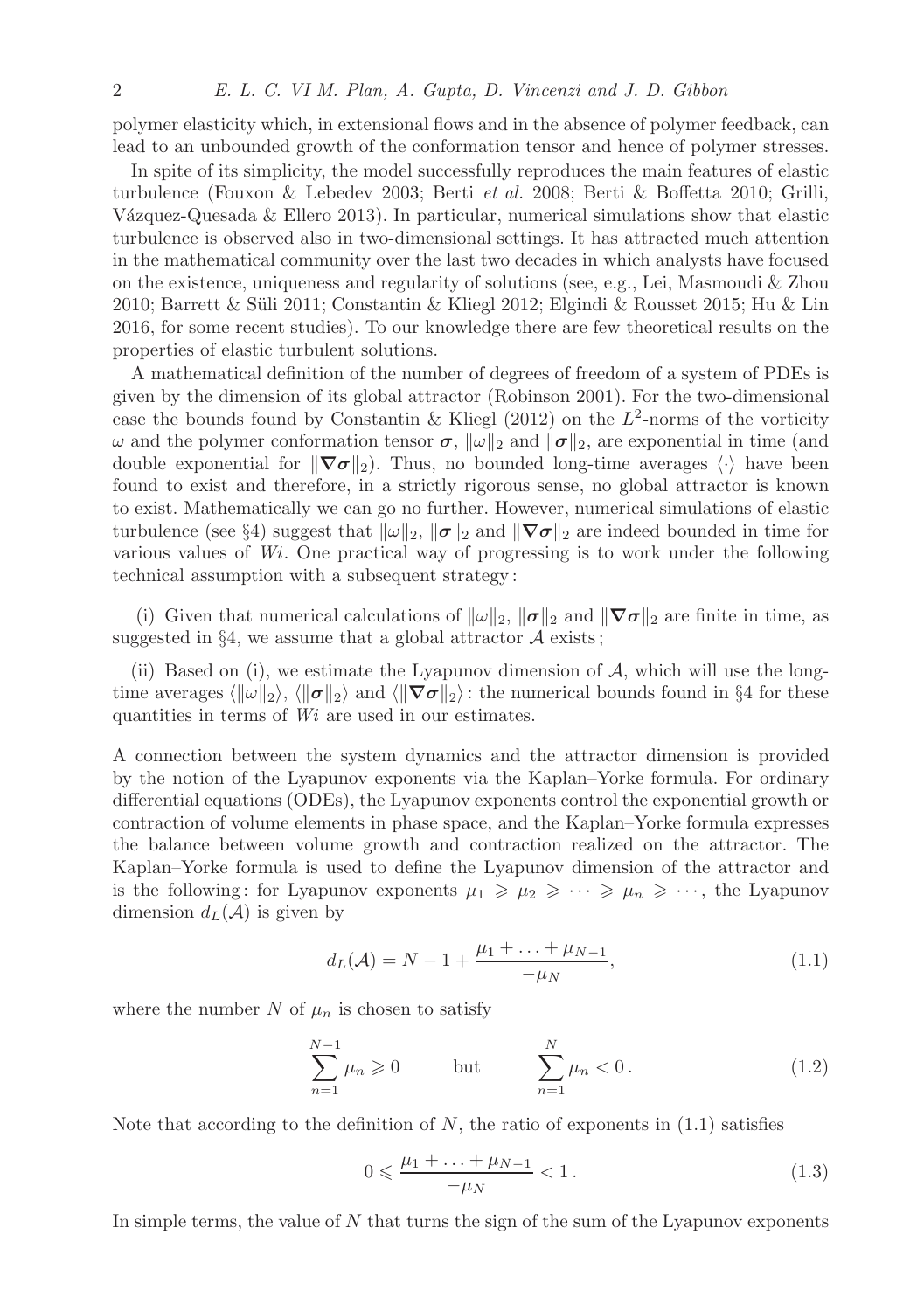polymer elasticity which, in extensional flows and in the absence of polymer feedback, can lead to an unbounded growth of the conformation tensor and hence of polymer stresses.

In spite of its simplicity, the model successfully reproduces the main features of elastic turbulence (Fouxon & Lebedev 2003; Berti *et al.* 2008; Berti & Boffetta 2010; Grilli, Vázquez-Quesada & Ellero 2013). In particular, numerical simulations show that elastic turbulence is observed also in two-dimensional settings. It has attracted much attention in the mathematical community over the last two decades in which analysts have focused on the existence, uniqueness and regularity of solutions (see, e.g., Lei, Masmoudi & Zhou 2010; Barrett & Süli 2011; Constantin & Kliegl 2012; Elgindi & Rousset 2015; Hu & Lin 2016, for some recent studies). To our knowledge there are few theoretical results on the properties of elastic turbulent solutions.

A mathematical definition of the number of degrees of freedom of a system of PDEs is given by the dimension of its global attractor (Robinson 2001). For the two-dimensional case the bounds found by Constantin & Kliegl (2012) on the $L^2$-norms of the vorticity $\omega$ and the polymer conformation tensor $\boldsymbol{\sigma}$, $\|\omega\|_2$ and $\|\boldsymbol{\sigma}\|_2$, are exponential in time (and double exponential for $\|\boldsymbol{\nabla}\boldsymbol{\sigma}\|_2$). Thus, no bounded long-time averages $\langle\cdot\rangle$ have been found to exist and therefore, in a strictly rigorous sense, no global attractor is known to exist. Mathematically we can go no further. However, numerical simulations of elastic turbulence (see §4) suggest that $\|\omega\|_2$, $\|\boldsymbol{\sigma}\|_2$ and $\|\boldsymbol{\nabla}\boldsymbol{\sigma}\|_2$ are indeed bounded in time for various values of $Wi$. One practical way of progressing is to work under the following technical assumption with a subsequent strategy:

(i) Given that numerical calculations of $\|\omega\|_2$, $\|\boldsymbol{\sigma}\|_2$ and $\|\boldsymbol{\nabla}\boldsymbol{\sigma}\|_2$ are finite in time, as suggested in §4, we assume that a global attractor $\mathcal{A}$ exists;

(ii) Based on (i), we estimate the Lyapunov dimension of $\mathcal{A}$, which will use the long-time averages $\langle\|\omega\|_2\rangle$, $\langle\|\boldsymbol{\sigma}\|_2\rangle$ and $\langle\|\boldsymbol{\nabla}\boldsymbol{\sigma}\|_2\rangle$: the numerical bounds found in §4 for these quantities in terms of $Wi$ are used in our estimates.

A connection between the system dynamics and the attractor dimension is provided by the notion of the Lyapunov exponents via the Kaplan–Yorke formula. For ordinary differential equations (ODEs), the Lyapunov exponents control the exponential growth or contraction of volume elements in phase space, and the Kaplan–Yorke formula expresses the balance between volume growth and contraction realized on the attractor. The Kaplan–Yorke formula is used to define the Lyapunov dimension of the attractor and is the following: for Lyapunov exponents $\mu_1 \geqslant \mu_2 \geqslant \cdots \geqslant \mu_n \geqslant \cdots$, the Lyapunov dimension $d_L(\mathcal{A})$ is given by

$$d_L(\mathcal{A}) = N - 1 + \frac{\mu_1 + \ldots + \mu_{N-1}}{-\mu_N}, \tag{1.1}$$

where the number $N$ of $\mu_n$ is chosen to satisfy

$$\sum_{n=1}^{N-1} \mu_n \geqslant 0 \qquad \text{but} \qquad \sum_{n=1}^{N} \mu_n < 0\,. \tag{1.2}$$

Note that according to the definition of $N$, the ratio of exponents in (1.1) satisfies

$$0 \leqslant \frac{\mu_1 + \ldots + \mu_{N-1}}{-\mu_N} < 1\,. \tag{1.3}$$

In simple terms, the value of $N$ that turns the sign of the sum of the Lyapunov exponents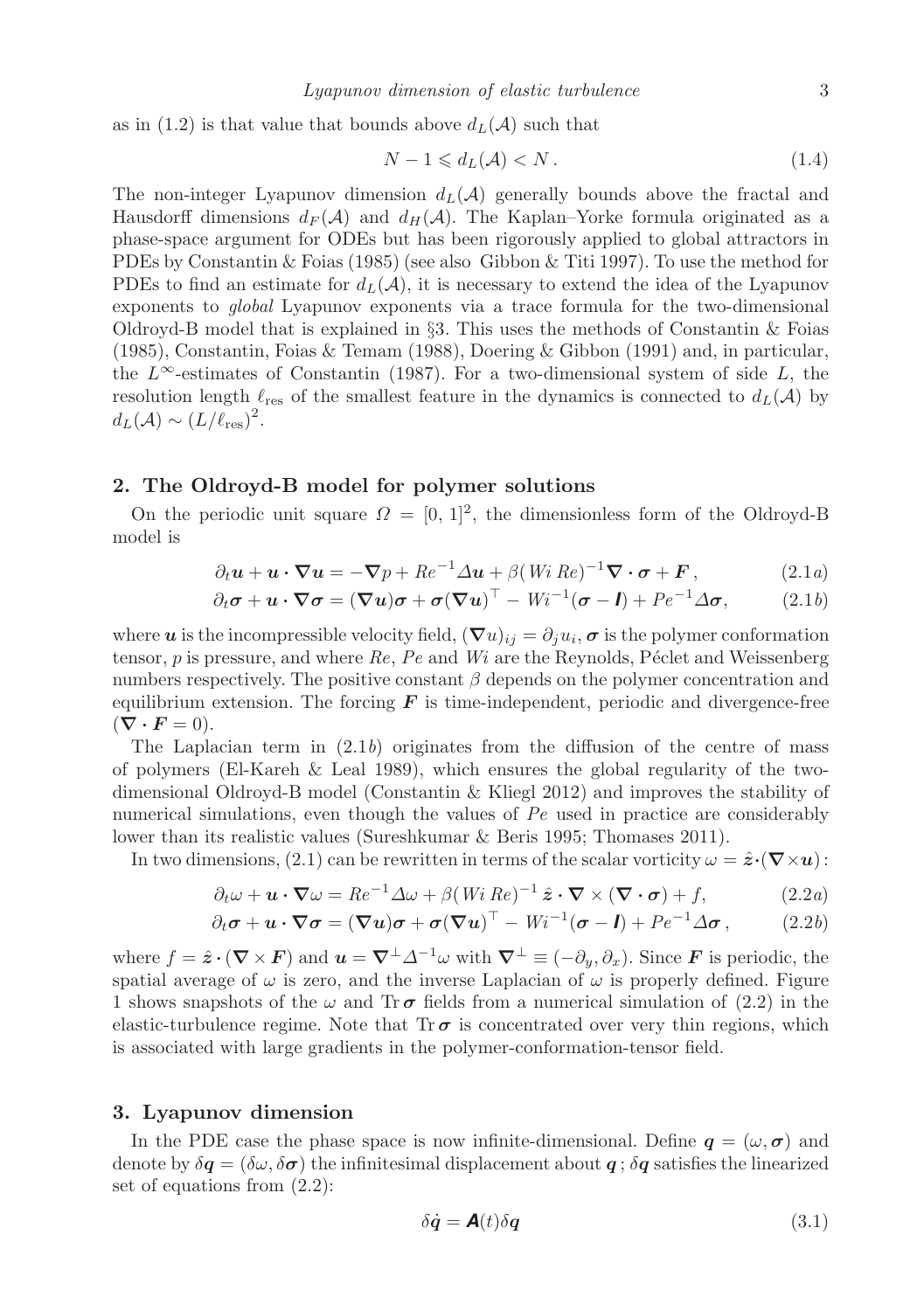as in (1.2) is that value that bounds above $d_L(\mathcal{A})$ such that

$$N - 1 \leqslant d_L(\mathcal{A}) < N\,. \tag{1.4}$$

The non-integer Lyapunov dimension $d_L(\mathcal{A})$ generally bounds above the fractal and Hausdorff dimensions $d_F(\mathcal{A})$ and $d_H(\mathcal{A})$. The Kaplan–Yorke formula originated as a phase-space argument for ODEs but has been rigorously applied to global attractors in PDEs by Constantin & Foias (1985) (see also Gibbon & Titi 1997). To use the method for PDEs to find an estimate for $d_L(\mathcal{A})$, it is necessary to extend the idea of the Lyapunov exponents to *global* Lyapunov exponents via a trace formula for the two-dimensional Oldroyd-B model that is explained in §3. This uses the methods of Constantin & Foias (1985), Constantin, Foias & Temam (1988), Doering & Gibbon (1991) and, in particular, the $L^\infty$-estimates of Constantin (1987). For a two-dimensional system of side $L$, the resolution length $\ell_{\rm res}$ of the smallest feature in the dynamics is connected to $d_L(\mathcal{A})$ by $d_L(\mathcal{A}) \sim (L/\ell_{\rm res})^2$.

## 2. The Oldroyd-B model for polymer solutions

On the periodic unit square $\Omega = [0,\,1]^2$, the dimensionless form of the Oldroyd-B model is

$$\partial_t \boldsymbol{u} + \boldsymbol{u}\boldsymbol{\cdot}\boldsymbol{\nabla}\boldsymbol{u} = -\boldsymbol{\nabla}p + Re^{-1}\Delta\boldsymbol{u} + \beta(Wi\,Re)^{-1}\boldsymbol{\nabla}\boldsymbol{\cdot}\boldsymbol{\sigma} + \boldsymbol{F}\,, \tag{2.1$a$}$$

$$\partial_t \boldsymbol{\sigma} + \boldsymbol{u}\boldsymbol{\cdot}\boldsymbol{\nabla}\boldsymbol{\sigma} = (\boldsymbol{\nabla}\boldsymbol{u})\boldsymbol{\sigma} + \boldsymbol{\sigma}(\boldsymbol{\nabla}\boldsymbol{u})^\top - Wi^{-1}(\boldsymbol{\sigma} - \boldsymbol{I}) + Pe^{-1}\Delta\boldsymbol{\sigma}, \tag{2.1$b$}$$

where $\boldsymbol{u}$ is the incompressible velocity field, $(\boldsymbol{\nabla}u)_{ij} = \partial_j u_i$, $\boldsymbol{\sigma}$ is the polymer conformation tensor, $p$ is pressure, and where $Re$, $Pe$ and $Wi$ are the Reynolds, Péclet and Weissenberg numbers respectively. The positive constant $\beta$ depends on the polymer concentration and equilibrium extension. The forcing $\boldsymbol{F}$ is time-independent, periodic and divergence-free ($\boldsymbol{\nabla}\boldsymbol{\cdot}\boldsymbol{F} = 0$).

The Laplacian term in (2.1$b$) originates from the diffusion of the centre of mass of polymers (El-Kareh & Leal 1989), which ensures the global regularity of the two-dimensional Oldroyd-B model (Constantin & Kliegl 2012) and improves the stability of numerical simulations, even though the values of $Pe$ used in practice are considerably lower than its realistic values (Sureshkumar & Beris 1995; Thomases 2011).

In two dimensions, (2.1) can be rewritten in terms of the scalar vorticity $\omega = \hat{\boldsymbol{z}}\boldsymbol{\cdot}(\boldsymbol{\nabla}\times\boldsymbol{u})$ :

$$\partial_t \omega + \boldsymbol{u}\boldsymbol{\cdot}\boldsymbol{\nabla}\omega = Re^{-1}\Delta\omega + \beta(Wi\,Re)^{-1}\,\hat{\boldsymbol{z}}\boldsymbol{\cdot}\boldsymbol{\nabla}\times(\boldsymbol{\nabla}\boldsymbol{\cdot}\boldsymbol{\sigma}) + f, \tag{2.2$a$}$$

$$\partial_t \boldsymbol{\sigma} + \boldsymbol{u}\boldsymbol{\cdot}\boldsymbol{\nabla}\boldsymbol{\sigma} = (\boldsymbol{\nabla}\boldsymbol{u})\boldsymbol{\sigma} + \boldsymbol{\sigma}(\boldsymbol{\nabla}\boldsymbol{u})^\top - Wi^{-1}(\boldsymbol{\sigma} - \boldsymbol{I}) + Pe^{-1}\Delta\boldsymbol{\sigma}\,, \tag{2.2$b$}$$

where $f = \hat{\boldsymbol{z}}\boldsymbol{\cdot}(\boldsymbol{\nabla}\times\boldsymbol{F})$ and $\boldsymbol{u} = \boldsymbol{\nabla}^\perp\Delta^{-1}\omega$ with $\boldsymbol{\nabla}^\perp \equiv (-\partial_y, \partial_x)$. Since $\boldsymbol{F}$ is periodic, the spatial average of $\omega$ is zero, and the inverse Laplacian of $\omega$ is properly defined. Figure 1 shows snapshots of the $\omega$ and $\mathrm{Tr}\,\boldsymbol{\sigma}$ fields from a numerical simulation of (2.2) in the elastic-turbulence regime. Note that $\mathrm{Tr}\,\boldsymbol{\sigma}$ is concentrated over very thin regions, which is associated with large gradients in the polymer-conformation-tensor field.

## 3. Lyapunov dimension

In the PDE case the phase space is now infinite-dimensional. Define $\boldsymbol{q} = (\omega, \boldsymbol{\sigma})$ and denote by $\delta\boldsymbol{q} = (\delta\omega, \delta\boldsymbol{\sigma})$ the infinitesimal displacement about $\boldsymbol{q}$ ; $\delta\boldsymbol{q}$ satisfies the linearized set of equations from (2.2):

$$\delta\dot{\boldsymbol{q}} = \boldsymbol{A}(t)\delta\boldsymbol{q} \tag{3.1}$$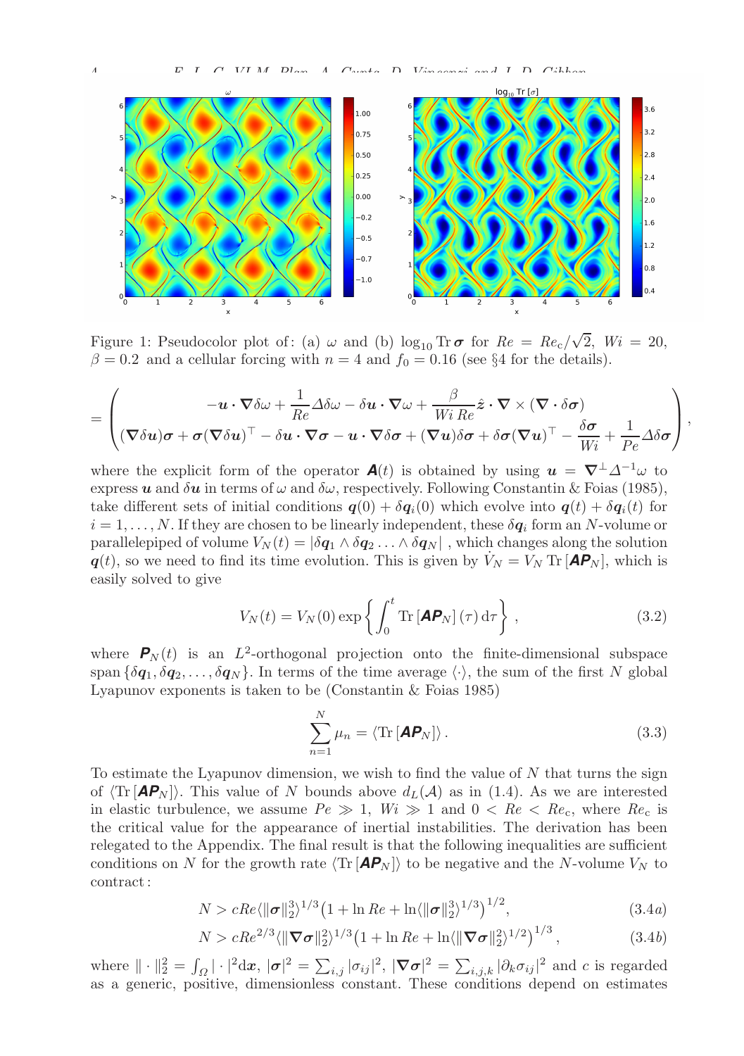ω

$\log_{10} \mathrm{Tr}\,[\sigma]$

x

y

0 1 2 3 4 5 6

1.00 0.75 0.50 0.25 0.00 −0.2 −0.5 −0.7 −1.0

3.6 3.2 2.8 2.4 2.0 1.6 1.2 0.8 0.4

Figure 1: Pseudocolor plot of: (a) $\omega$ and (b) $\log_{10} \mathrm{Tr}\,\boldsymbol{\sigma}$ for $Re = Re_c/\sqrt{2}$, $Wi = 20$, $\beta = 0.2$ and a cellular forcing with $n = 4$ and $f_0 = 0.16$ (see §4 for the details).

$$
= \begin{pmatrix} -\boldsymbol{u}\cdot\boldsymbol{\nabla}\delta\omega + \dfrac{1}{Re}\Delta\delta\omega - \delta\boldsymbol{u}\cdot\boldsymbol{\nabla}\omega + \dfrac{\beta}{Wi\,Re}\hat{\boldsymbol{z}}\cdot\boldsymbol{\nabla}\times(\boldsymbol{\nabla}\cdot\delta\boldsymbol{\sigma}) \\ (\boldsymbol{\nabla}\delta\boldsymbol{u})\boldsymbol{\sigma} + \boldsymbol{\sigma}(\boldsymbol{\nabla}\delta\boldsymbol{u})^\top - \delta\boldsymbol{u}\cdot\boldsymbol{\nabla}\boldsymbol{\sigma} - \boldsymbol{u}\cdot\boldsymbol{\nabla}\delta\boldsymbol{\sigma} + (\boldsymbol{\nabla}\boldsymbol{u})\delta\boldsymbol{\sigma} + \delta\boldsymbol{\sigma}(\boldsymbol{\nabla}\boldsymbol{u})^\top - \dfrac{\delta\boldsymbol{\sigma}}{Wi} + \dfrac{1}{Pe}\Delta\delta\boldsymbol{\sigma} \end{pmatrix},
$$

where the explicit form of the operator $\boldsymbol{A}(t)$ is obtained by using $\boldsymbol{u} = \boldsymbol{\nabla}^\perp\Delta^{-1}\omega$ to express $\boldsymbol{u}$ and $\delta\boldsymbol{u}$ in terms of $\omega$ and $\delta\omega$, respectively. Following Constantin & Foias (1985), take different sets of initial conditions $\boldsymbol{q}(0) + \delta\boldsymbol{q}_i(0)$ which evolve into $\boldsymbol{q}(t) + \delta\boldsymbol{q}_i(t)$ for $i = 1, \ldots, N$. If they are chosen to be linearly independent, these $\delta\boldsymbol{q}_i$ form an $N$-volume or parallelepiped of volume $V_N(t) = |\delta\boldsymbol{q}_1 \wedge \delta\boldsymbol{q}_2 \ldots \wedge \delta\boldsymbol{q}_N|$ , which changes along the solution $\boldsymbol{q}(t)$, so we need to find its time evolution. This is given by $\dot{V}_N = V_N\,\mathrm{Tr}\,[\boldsymbol{AP}_N]$, which is easily solved to give

$$
V_N(t) = V_N(0)\exp\left\{\int_0^t \mathrm{Tr}\,[\boldsymbol{AP}_N]\,(\tau)\,\mathrm{d}\tau\right\}, \tag{3.2}
$$

where $\boldsymbol{P}_N(t)$ is an $L^2$-orthogonal projection onto the finite-dimensional subspace $\mathrm{span}\,\{\delta\boldsymbol{q}_1, \delta\boldsymbol{q}_2, \ldots, \delta\boldsymbol{q}_N\}$. In terms of the time average $\langle\cdot\rangle$, the sum of the first $N$ global Lyapunov exponents is taken to be (Constantin & Foias 1985)

$$
\sum_{n=1}^{N} \mu_n = \langle \mathrm{Tr}\,[\boldsymbol{AP}_N]\rangle\,. \tag{3.3}
$$

To estimate the Lyapunov dimension, we wish to find the value of $N$ that turns the sign of $\langle \mathrm{Tr}\,[\boldsymbol{AP}_N]\rangle$. This value of $N$ bounds above $d_L(\mathcal{A})$ as in (1.4). As we are interested in elastic turbulence, we assume $Pe \gg 1$, $Wi \gg 1$ and $0 < Re < Re_c$, where $Re_c$ is the critical value for the appearance of inertial instabilities. The derivation has been relegated to the Appendix. The final result is that the following inequalities are sufficient conditions on $N$ for the growth rate $\langle \mathrm{Tr}\,[\boldsymbol{AP}_N]\rangle$ to be negative and the $N$-volume $V_N$ to contract :

$$
N > cRe\langle\|\boldsymbol{\sigma}\|_2^3\rangle^{1/3}\big(1 + \ln Re + \ln\langle\|\boldsymbol{\sigma}\|_2^3\rangle^{1/3}\big)^{1/2}, \tag{3.4a}
$$

$$
N > cRe^{2/3}\langle\|\boldsymbol{\nabla\sigma}\|_2^2\rangle^{1/3}\big(1 + \ln Re + \ln\langle\|\boldsymbol{\nabla\sigma}\|_2^2\rangle^{1/2}\big)^{1/3}, \tag{3.4b}
$$

where $\|\cdot\|_2^2 = \int_\Omega |\cdot|^2 \mathrm{d}\boldsymbol{x}$, $|\boldsymbol{\sigma}|^2 = \sum_{i,j}|\sigma_{ij}|^2$, $|\boldsymbol{\nabla\sigma}|^2 = \sum_{i,j,k}|\partial_k\sigma_{ij}|^2$ and $c$ is regarded as a generic, positive, dimensionless constant. These conditions depend on estimates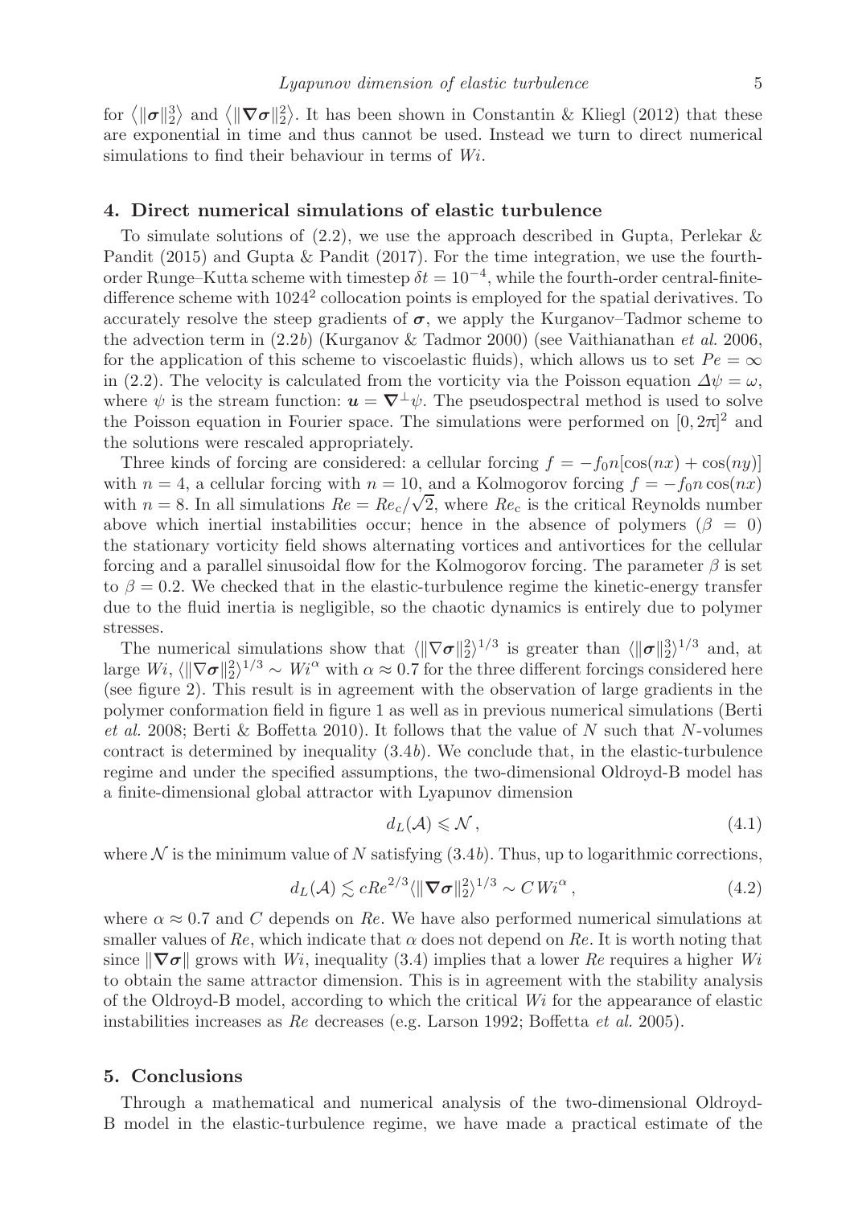for $\langle \|\boldsymbol{\sigma}\|_2^3 \rangle$ and $\langle \|\boldsymbol{\nabla\sigma}\|_2^2 \rangle$. It has been shown in Constantin & Kliegl (2012) that these are exponential in time and thus cannot be used. Instead we turn to direct numerical simulations to find their behaviour in terms of $Wi$.

## 4. Direct numerical simulations of elastic turbulence

To simulate solutions of (2.2), we use the approach described in Gupta, Perlekar & Pandit (2015) and Gupta & Pandit (2017). For the time integration, we use the fourth-order Runge–Kutta scheme with timestep $\delta t = 10^{-4}$, while the fourth-order central-finite-difference scheme with $1024^2$ collocation points is employed for the spatial derivatives. To accurately resolve the steep gradients of $\boldsymbol{\sigma}$, we apply the Kurganov–Tadmor scheme to the advection term in (2.2*b*) (Kurganov & Tadmor 2000) (see Vaithianathan *et al.* 2006, for the application of this scheme to viscoelastic fluids), which allows us to set $Pe = \infty$ in (2.2). The velocity is calculated from the vorticity via the Poisson equation $\Delta\psi = \omega$, where $\psi$ is the stream function: $\boldsymbol{u} = \boldsymbol{\nabla}^{\perp}\psi$. The pseudospectral method is used to solve the Poisson equation in Fourier space. The simulations were performed on $[0, 2\pi]^2$ and the solutions were rescaled appropriately.

Three kinds of forcing are considered: a cellular forcing $f = -f_0 n[\cos(nx) + \cos(ny)]$ with $n = 4$, a cellular forcing with $n = 10$, and a Kolmogorov forcing $f = -f_0 n \cos(nx)$ with $n = 8$. In all simulations $Re = Re_c/\sqrt{2}$, where $Re_c$ is the critical Reynolds number above which inertial instabilities occur; hence in the absence of polymers ($\beta = 0$) the stationary vorticity field shows alternating vortices and antivortices for the cellular forcing and a parallel sinusoidal flow for the Kolmogorov forcing. The parameter $\beta$ is set to $\beta = 0.2$. We checked that in the elastic-turbulence regime the kinetic-energy transfer due to the fluid inertia is negligible, so the chaotic dynamics is entirely due to polymer stresses.

The numerical simulations show that $\langle \|\nabla\boldsymbol{\sigma}\|_2^2 \rangle^{1/3}$ is greater than $\langle \|\boldsymbol{\sigma}\|_2^3 \rangle^{1/3}$ and, at large $Wi$, $\langle \|\nabla\boldsymbol{\sigma}\|_2^2 \rangle^{1/3} \sim Wi^{\alpha}$ with $\alpha \approx 0.7$ for the three different forcings considered here (see figure 2). This result is in agreement with the observation of large gradients in the polymer conformation field in figure 1 as well as in previous numerical simulations (Berti *et al.* 2008; Berti & Boffetta 2010). It follows that the value of $N$ such that $N$-volumes contract is determined by inequality (3.4*b*). We conclude that, in the elastic-turbulence regime and under the specified assumptions, the two-dimensional Oldroyd-B model has a finite-dimensional global attractor with Lyapunov dimension

$$d_L(\mathcal{A}) \leqslant \mathcal{N}, \tag{4.1}$$

where $\mathcal{N}$ is the minimum value of $N$ satisfying (3.4*b*). Thus, up to logarithmic corrections,

$$d_L(\mathcal{A}) \lesssim c Re^{2/3} \langle \|\boldsymbol{\nabla\sigma}\|_2^2 \rangle^{1/3} \sim C\, Wi^{\alpha}, \tag{4.2}$$

where $\alpha \approx 0.7$ and $C$ depends on $Re$. We have also performed numerical simulations at smaller values of $Re$, which indicate that $\alpha$ does not depend on $Re$. It is worth noting that since $\|\boldsymbol{\nabla\sigma}\|$ grows with $Wi$, inequality (3.4) implies that a lower $Re$ requires a higher $Wi$ to obtain the same attractor dimension. This is in agreement with the stability analysis of the Oldroyd-B model, according to which the critical $Wi$ for the appearance of elastic instabilities increases as $Re$ decreases (e.g. Larson 1992; Boffetta *et al.* 2005).

## 5. Conclusions

Through a mathematical and numerical analysis of the two-dimensional Oldroyd-B model in the elastic-turbulence regime, we have made a practical estimate of the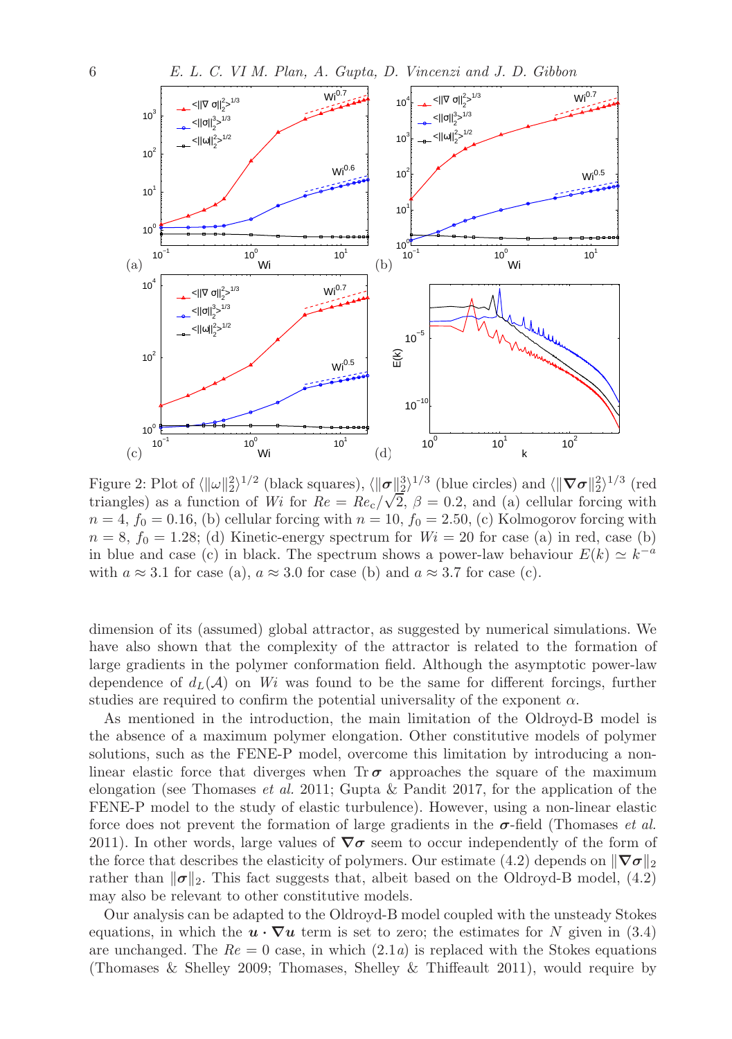(a)

$\langle\|\nabla \sigma\|_2^2\rangle^{1/3}$

$\langle\|\sigma\|_2^3\rangle^{1/3}$

$\langle\|\omega\|_2^2\rangle^{1/2}$

$Wi^{0.7}$

$Wi^{0.6}$

Wi

(b)

$\langle\|\nabla \sigma\|_2^2\rangle^{1/3}$

$\langle\|\sigma\|_2^3\rangle^{1/3}$

$\langle\|\omega\|_2^2\rangle^{1/2}$

$Wi^{0.7}$

$Wi^{0.5}$

Wi

(c)

$\langle\|\nabla \sigma\|_2^2\rangle^{1/3}$

$\langle\|\sigma\|_2^3\rangle^{1/3}$

$\langle\|\omega\|_2^2\rangle^{1/2}$

$Wi^{0.7}$

$Wi^{0.5}$

Wi

(d)

E(k)

k

Figure 2: Plot of $\langle\|\omega\|_2^2\rangle^{1/2}$ (black squares), $\langle\|\boldsymbol{\sigma}\|_2^3\rangle^{1/3}$ (blue circles) and $\langle\|\boldsymbol{\nabla\sigma}\|_2^2\rangle^{1/3}$ (red triangles) as a function of $Wi$ for $Re = Re_c/\sqrt{2}$, $\beta = 0.2$, and (a) cellular forcing with $n = 4$, $f_0 = 0.16$, (b) cellular forcing with $n = 10$, $f_0 = 2.50$, (c) Kolmogorov forcing with $n = 8$, $f_0 = 1.28$; (d) Kinetic-energy spectrum for $Wi = 20$ for case (a) in red, case (b) in blue and case (c) in black. The spectrum shows a power-law behaviour $E(k) \simeq k^{-a}$ with $a \approx 3.1$ for case (a), $a \approx 3.0$ for case (b) and $a \approx 3.7$ for case (c).

dimension of its (assumed) global attractor, as suggested by numerical simulations. We have also shown that the complexity of the attractor is related to the formation of large gradients in the polymer conformation field. Although the asymptotic power-law dependence of $d_L(\mathcal{A})$ on $Wi$ was found to be the same for different forcings, further studies are required to confirm the potential universality of the exponent $\alpha$.

As mentioned in the introduction, the main limitation of the Oldroyd-B model is the absence of a maximum polymer elongation. Other constitutive models of polymer solutions, such as the FENE-P model, overcome this limitation by introducing a non-linear elastic force that diverges when $\mathrm{Tr}\,\boldsymbol{\sigma}$ approaches the square of the maximum elongation (see Thomases *et al.* 2011; Gupta & Pandit 2017, for the application of the FENE-P model to the study of elastic turbulence). However, using a non-linear elastic force does not prevent the formation of large gradients in the $\boldsymbol{\sigma}$-field (Thomases *et al.* 2011). In other words, large values of $\boldsymbol{\nabla\sigma}$ seem to occur independently of the form of the force that describes the elasticity of polymers. Our estimate (4.2) depends on $\|\boldsymbol{\nabla\sigma}\|_2$ rather than $\|\boldsymbol{\sigma}\|_2$. This fact suggests that, albeit based on the Oldroyd-B model, (4.2) may also be relevant to other constitutive models.

Our analysis can be adapted to the Oldroyd-B model coupled with the unsteady Stokes equations, in which the $\boldsymbol{u}\cdot\boldsymbol{\nabla u}$ term is set to zero; the estimates for $N$ given in (3.4) are unchanged. The $Re = 0$ case, in which (2.1*a*) is replaced with the Stokes equations (Thomases & Shelley 2009; Thomases, Shelley & Thiffeault 2011), would require by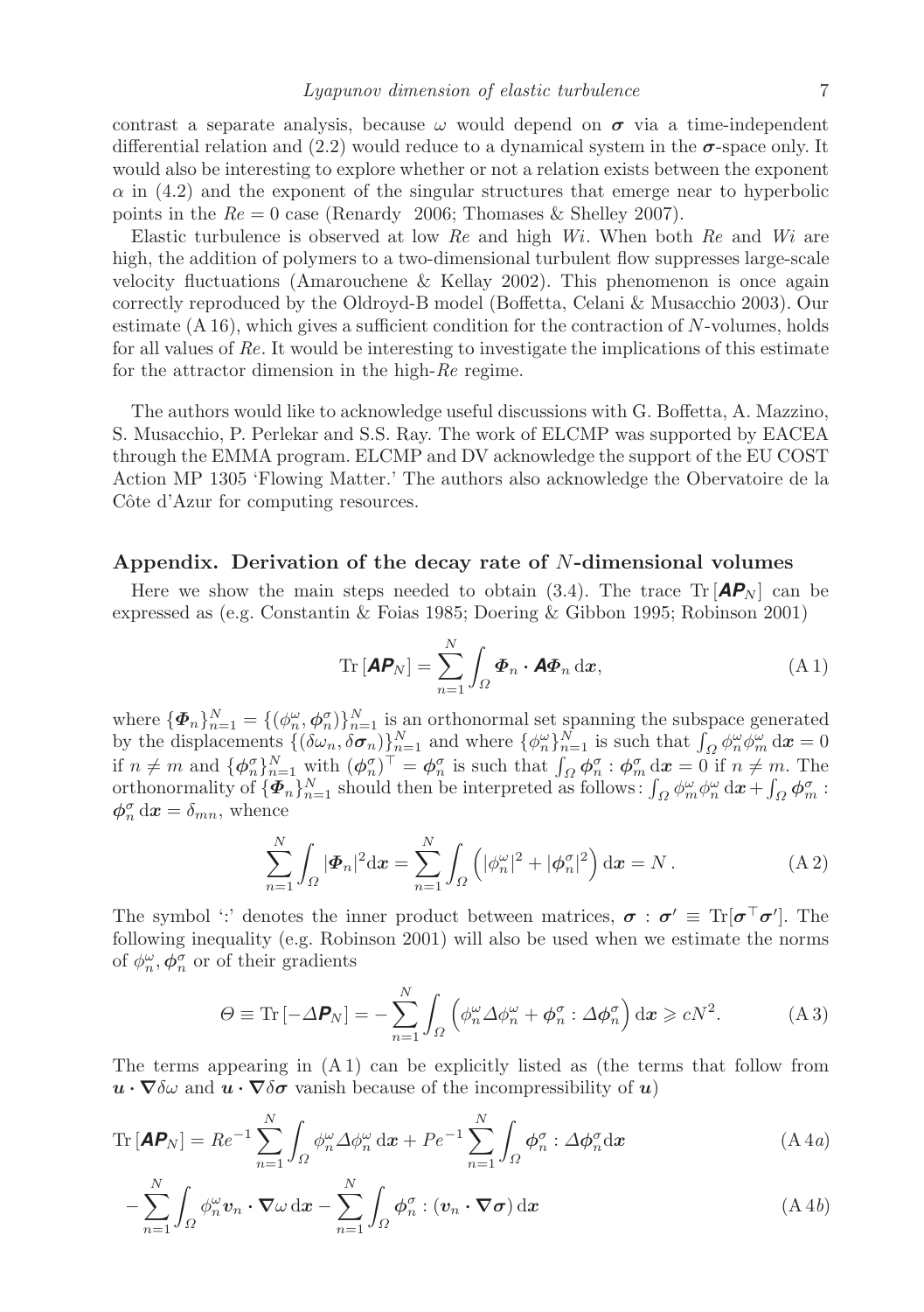contrast a separate analysis, because $\omega$ would depend on $\boldsymbol{\sigma}$ via a time-independent differential relation and (2.2) would reduce to a dynamical system in the $\boldsymbol{\sigma}$-space only. It would also be interesting to explore whether or not a relation exists between the exponent $\alpha$ in (4.2) and the exponent of the singular structures that emerge near to hyperbolic points in the $Re = 0$ case (Renardy 2006; Thomases & Shelley 2007).

Elastic turbulence is observed at low $Re$ and high $Wi$. When both $Re$ and $Wi$ are high, the addition of polymers to a two-dimensional turbulent flow suppresses large-scale velocity fluctuations (Amarouchene & Kellay 2002). This phenomenon is once again correctly reproduced by the Oldroyd-B model (Boffetta, Celani & Musacchio 2003). Our estimate (A 16), which gives a sufficient condition for the contraction of $N$-volumes, holds for all values of $Re$. It would be interesting to investigate the implications of this estimate for the attractor dimension in the high-$Re$ regime.

The authors would like to acknowledge useful discussions with G. Boffetta, A. Mazzino, S. Musacchio, P. Perlekar and S.S. Ray. The work of ELCMP was supported by EACEA through the EMMA program. ELCMP and DV acknowledge the support of the EU COST Action MP 1305 'Flowing Matter.' The authors also acknowledge the Obervatoire de la Côte d'Azur for computing resources.

## Appendix. Derivation of the decay rate of $N$-dimensional volumes

Here we show the main steps needed to obtain (3.4). The trace $\mathrm{Tr}\,[\boldsymbol{A}\boldsymbol{P}_N]$ can be expressed as (e.g. Constantin & Foias 1985; Doering & Gibbon 1995; Robinson 2001)

$$\mathrm{Tr}\,[\boldsymbol{A}\boldsymbol{P}_N] = \sum_{n=1}^{N} \int_\Omega \boldsymbol{\Phi}_n \cdot \boldsymbol{A}\boldsymbol{\Phi}_n \, \mathrm{d}\boldsymbol{x}, \tag{A 1}$$

where $\{\boldsymbol{\Phi}_n\}_{n=1}^N = \{(\phi_n^\omega, \boldsymbol{\phi}_n^\sigma)\}_{n=1}^N$ is an orthonormal set spanning the subspace generated by the displacements $\{(\delta\omega_n, \delta\boldsymbol{\sigma}_n)\}_{n=1}^N$ and where $\{\phi_n^\omega\}_{n=1}^N$ is such that $\int_\Omega \phi_n^\omega \phi_m^\omega \, \mathrm{d}\boldsymbol{x} = 0$ if $n \neq m$ and $\{\boldsymbol{\phi}_n^\sigma\}_{n=1}^N$ with $(\boldsymbol{\phi}_n^\sigma)^\top = \boldsymbol{\phi}_n^\sigma$ is such that $\int_\Omega \boldsymbol{\phi}_n^\sigma : \boldsymbol{\phi}_m^\sigma \, \mathrm{d}\boldsymbol{x} = 0$ if $n \neq m$. The orthonormality of $\{\boldsymbol{\Phi}_n\}_{n=1}^N$ should then be interpreted as follows: $\int_\Omega \phi_m^\omega \phi_n^\omega \, \mathrm{d}\boldsymbol{x} + \int_\Omega \boldsymbol{\phi}_m^\sigma : \boldsymbol{\phi}_n^\sigma \, \mathrm{d}\boldsymbol{x} = \delta_{mn}$, whence

$$\sum_{n=1}^{N} \int_\Omega |\boldsymbol{\Phi}_n|^2 \mathrm{d}\boldsymbol{x} = \sum_{n=1}^{N} \int_\Omega \left( |\phi_n^\omega|^2 + |\boldsymbol{\phi}_n^\sigma|^2 \right) \mathrm{d}\boldsymbol{x} = N\,. \tag{A 2}$$

The symbol ':' denotes the inner product between matrices, $\boldsymbol{\sigma} : \boldsymbol{\sigma}' \equiv \mathrm{Tr}[\boldsymbol{\sigma}^\top \boldsymbol{\sigma}']$. The following inequality (e.g. Robinson 2001) will also be used when we estimate the norms of $\phi_n^\omega, \boldsymbol{\phi}_n^\sigma$ or of their gradients

$$\Theta \equiv \mathrm{Tr}\,[-\Delta \boldsymbol{P}_N] = -\sum_{n=1}^{N} \int_\Omega \left( \phi_n^\omega \Delta \phi_n^\omega + \boldsymbol{\phi}_n^\sigma : \Delta \boldsymbol{\phi}_n^\sigma \right) \mathrm{d}\boldsymbol{x} \geqslant cN^2. \tag{A 3}$$

The terms appearing in (A 1) can be explicitly listed as (the terms that follow from $\boldsymbol{u} \cdot \boldsymbol{\nabla} \delta\omega$ and $\boldsymbol{u} \cdot \boldsymbol{\nabla} \delta\boldsymbol{\sigma}$ vanish because of the incompressibility of $\boldsymbol{u}$)

$$\mathrm{Tr}\,[\boldsymbol{A}\boldsymbol{P}_N] = Re^{-1} \sum_{n=1}^{N} \int_\Omega \phi_n^\omega \Delta \phi_n^\omega \, \mathrm{d}\boldsymbol{x} + Pe^{-1} \sum_{n=1}^{N} \int_\Omega \boldsymbol{\phi}_n^\sigma : \Delta \boldsymbol{\phi}_n^\sigma \mathrm{d}\boldsymbol{x} \tag{A 4a}$$

$$- \sum_{n=1}^{N} \int_\Omega \phi_n^\omega \boldsymbol{v}_n \cdot \boldsymbol{\nabla} \omega \, \mathrm{d}\boldsymbol{x} - \sum_{n=1}^{N} \int_\Omega \boldsymbol{\phi}_n^\sigma : (\boldsymbol{v}_n \cdot \boldsymbol{\nabla} \boldsymbol{\sigma}) \, \mathrm{d}\boldsymbol{x} \tag{A 4b}$$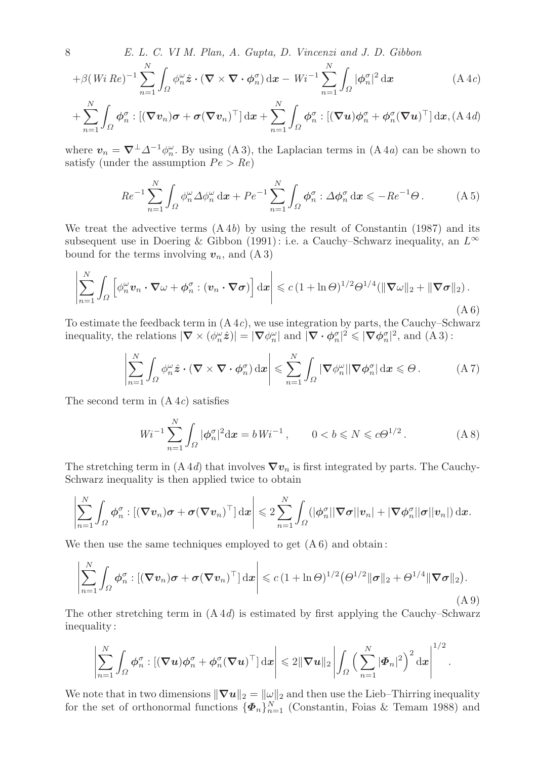$$+\beta(Wi\,Re)^{-1}\sum_{n=1}^{N}\int_{\Omega}\phi_n^{\omega}\hat{\boldsymbol{z}}\cdot(\boldsymbol{\nabla}\times\boldsymbol{\nabla}\cdot\boldsymbol{\phi}_n^{\sigma})\,\mathrm{d}\boldsymbol{x}-Wi^{-1}\sum_{n=1}^{N}\int_{\Omega}|\boldsymbol{\phi}_n^{\sigma}|^2\,\mathrm{d}\boldsymbol{x} \tag{A 4c}$$

$$+\sum_{n=1}^{N}\int_{\Omega}\boldsymbol{\phi}_n^{\sigma}:[(\boldsymbol{\nabla}\boldsymbol{v}_n)\boldsymbol{\sigma}+\boldsymbol{\sigma}(\boldsymbol{\nabla}\boldsymbol{v}_n)^{\top}]\,\mathrm{d}\boldsymbol{x}+\sum_{n=1}^{N}\int_{\Omega}\boldsymbol{\phi}_n^{\sigma}:[(\boldsymbol{\nabla}\boldsymbol{u})\boldsymbol{\phi}_n^{\sigma}+\boldsymbol{\phi}_n^{\sigma}(\boldsymbol{\nabla}\boldsymbol{u})^{\top}]\,\mathrm{d}\boldsymbol{x}, \tag{A 4d}$$

where $\boldsymbol{v}_n=\boldsymbol{\nabla}^{\perp}\Delta^{-1}\phi_n^{\omega}$. By using (A 3), the Laplacian terms in (A 4*a*) can be shown to satisfy (under the assumption $Pe > Re$)

$$Re^{-1}\sum_{n=1}^{N}\int_{\Omega}\phi_n^{\omega}\Delta\phi_n^{\omega}\,\mathrm{d}\boldsymbol{x}+Pe^{-1}\sum_{n=1}^{N}\int_{\Omega}\boldsymbol{\phi}_n^{\sigma}:\Delta\boldsymbol{\phi}_n^{\sigma}\,\mathrm{d}\boldsymbol{x}\leqslant -Re^{-1}\Theta\,. \tag{A 5}$$

We treat the advective terms (A 4*b*) by using the result of Constantin (1987) and its subsequent use in Doering & Gibbon (1991): i.e. a Cauchy–Schwarz inequality, an $L^{\infty}$ bound for the terms involving $\boldsymbol{v}_n$, and (A 3)

$$\left|\sum_{n=1}^{N}\int_{\Omega}\Big[\phi_n^{\omega}\boldsymbol{v}_n\cdot\boldsymbol{\nabla}\omega+\boldsymbol{\phi}_n^{\sigma}:(\boldsymbol{v}_n\cdot\boldsymbol{\nabla}\boldsymbol{\sigma})\Big]\,\mathrm{d}\boldsymbol{x}\right|\leqslant c\,(1+\ln\Theta)^{1/2}\Theta^{1/4}(\|\boldsymbol{\nabla}\omega\|_2+\|\boldsymbol{\nabla}\boldsymbol{\sigma}\|_2)\,. \tag{A 6}$$

To estimate the feedback term in (A 4*c*), we use integration by parts, the Cauchy–Schwarz inequality, the relations $|\boldsymbol{\nabla}\times(\phi_n^{\omega}\hat{\boldsymbol{z}})|=|\boldsymbol{\nabla}\phi_n^{\omega}|$ and $|\boldsymbol{\nabla}\cdot\boldsymbol{\phi}_n^{\sigma}|^2\leqslant|\boldsymbol{\nabla}\boldsymbol{\phi}_n^{\sigma}|^2$, and (A 3):

$$\left|\sum_{n=1}^{N}\int_{\Omega}\phi_n^{\omega}\hat{\boldsymbol{z}}\cdot(\boldsymbol{\nabla}\times\boldsymbol{\nabla}\cdot\boldsymbol{\phi}_n^{\sigma})\,\mathrm{d}\boldsymbol{x}\right|\leqslant\sum_{n=1}^{N}\int_{\Omega}|\boldsymbol{\nabla}\phi_n^{\omega}||\boldsymbol{\nabla}\boldsymbol{\phi}_n^{\sigma}|\,\mathrm{d}\boldsymbol{x}\leqslant\Theta\,. \tag{A 7}$$

The second term in (A 4*c*) satisfies

$$Wi^{-1}\sum_{n=1}^{N}\int_{\Omega}|\boldsymbol{\phi}_n^{\sigma}|^2\mathrm{d}\boldsymbol{x}=b\,Wi^{-1}\,,\qquad 0<b\leqslant N\leqslant c\Theta^{1/2}\,. \tag{A 8}$$

The stretching term in (A 4*d*) that involves $\boldsymbol{\nabla}\boldsymbol{v}_n$ is first integrated by parts. The Cauchy-Schwarz inequality is then applied twice to obtain

$$\left|\sum_{n=1}^{N}\int_{\Omega}\boldsymbol{\phi}_n^{\sigma}:[(\boldsymbol{\nabla}\boldsymbol{v}_n)\boldsymbol{\sigma}+\boldsymbol{\sigma}(\boldsymbol{\nabla}\boldsymbol{v}_n)^{\top}]\,\mathrm{d}\boldsymbol{x}\right|\leqslant 2\sum_{n=1}^{N}\int_{\Omega}(|\boldsymbol{\phi}_n^{\sigma}||\boldsymbol{\nabla}\boldsymbol{\sigma}||\boldsymbol{v}_n|+|\boldsymbol{\nabla}\boldsymbol{\phi}_n^{\sigma}||\boldsymbol{\sigma}||\boldsymbol{v}_n|)\,\mathrm{d}\boldsymbol{x}.$$

We then use the same techniques employed to get (A 6) and obtain:

$$\left|\sum_{n=1}^{N}\int_{\Omega}\boldsymbol{\phi}_n^{\sigma}:[(\boldsymbol{\nabla}\boldsymbol{v}_n)\boldsymbol{\sigma}+\boldsymbol{\sigma}(\boldsymbol{\nabla}\boldsymbol{v}_n)^{\top}]\,\mathrm{d}\boldsymbol{x}\right|\leqslant c\,(1+\ln\Theta)^{1/2}\big(\Theta^{1/2}\|\boldsymbol{\sigma}\|_2+\Theta^{1/4}\|\boldsymbol{\nabla}\boldsymbol{\sigma}\|_2\big). \tag{A 9}$$

The other stretching term in (A 4*d*) is estimated by first applying the Cauchy–Schwarz inequality:

$$\left|\sum_{n=1}^{N}\int_{\Omega}\boldsymbol{\phi}_n^{\sigma}:[(\boldsymbol{\nabla}\boldsymbol{u})\boldsymbol{\phi}_n^{\sigma}+\boldsymbol{\phi}_n^{\sigma}(\boldsymbol{\nabla}\boldsymbol{u})^{\top}]\,\mathrm{d}\boldsymbol{x}\right|\leqslant 2\|\boldsymbol{\nabla}\boldsymbol{u}\|_2\left|\int_{\Omega}\Big(\sum_{n=1}^{N}|\boldsymbol{\Phi}_n|^2\Big)^2\,\mathrm{d}\boldsymbol{x}\right|^{1/2}.$$

We note that in two dimensions $\|\boldsymbol{\nabla}\boldsymbol{u}\|_2=\|\omega\|_2$ and then use the Lieb–Thirring inequality for the set of orthonormal functions $\{\boldsymbol{\Phi}_n\}_{n=1}^{N}$ (Constantin, Foias & Temam 1988) and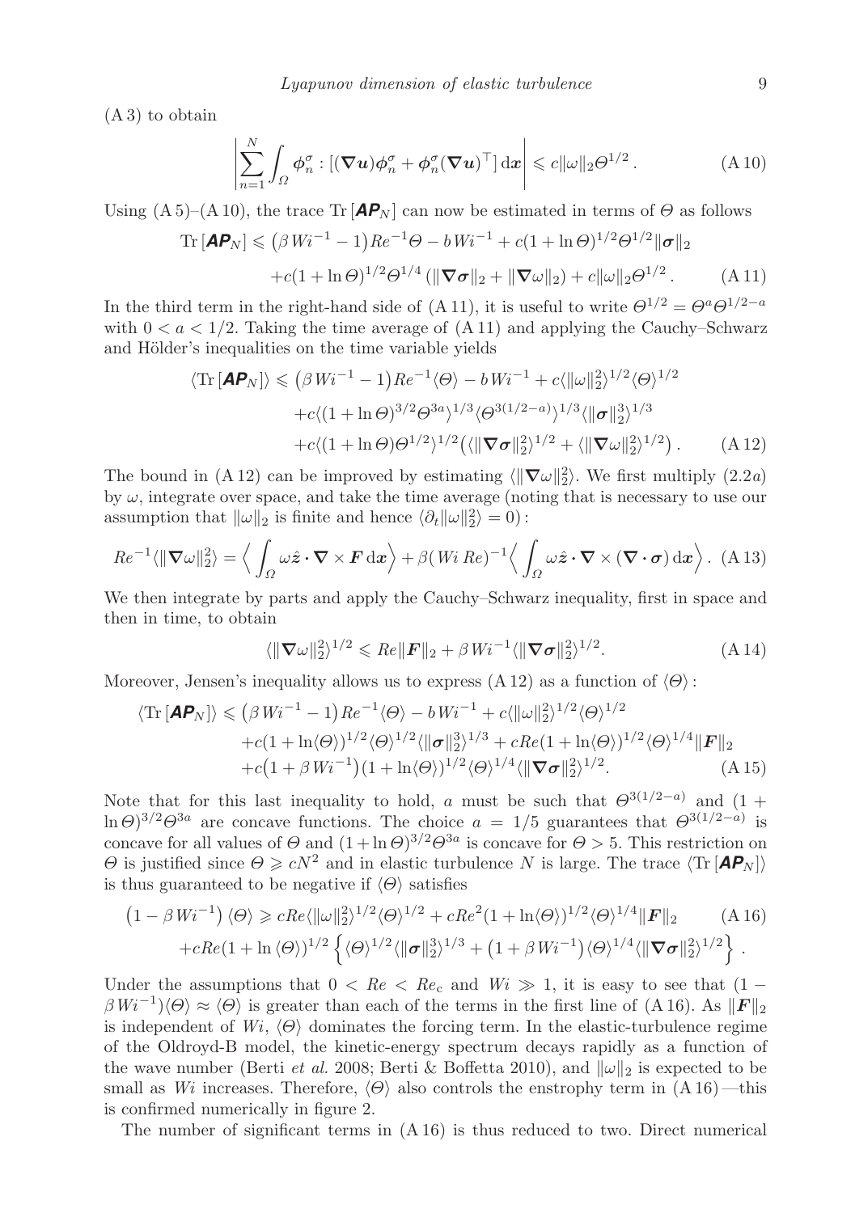(A 3) to obtain

$$\left| \sum_{n=1}^{N} \int_{\Omega} \boldsymbol{\phi}_n^{\sigma} : [(\boldsymbol{\nabla u})\boldsymbol{\phi}_n^{\sigma} + \boldsymbol{\phi}_n^{\sigma}(\boldsymbol{\nabla u})^{\top}]\, \mathrm{d}\boldsymbol{x} \right| \leqslant c\|\omega\|_2 \Theta^{1/2}. \tag{A 10}$$

Using (A 5)–(A 10), the trace $\mathrm{Tr}\,[\boldsymbol{\mathsf{AP}}_N]$ can now be estimated in terms of $\Theta$ as follows

$$\begin{aligned}\mathrm{Tr}\,[\boldsymbol{\mathsf{AP}}_N] \leqslant \left(\beta\, Wi^{-1} - 1\right) Re^{-1}\Theta - b\, Wi^{-1} + c(1+\ln\Theta)^{1/2}\Theta^{1/2}\|\boldsymbol{\sigma}\|_2 \\ + c(1+\ln\Theta)^{1/2}\Theta^{1/4}\left(\|\boldsymbol{\nabla\sigma}\|_2 + \|\boldsymbol{\nabla}\omega\|_2\right) + c\|\omega\|_2\Theta^{1/2}.\end{aligned} \tag{A 11}$$

In the third term in the right-hand side of (A 11), it is useful to write $\Theta^{1/2} = \Theta^a \Theta^{1/2-a}$ with $0 < a < 1/2$. Taking the time average of (A 11) and applying the Cauchy–Schwarz and Hölder's inequalities on the time variable yields

$$\begin{aligned}\langle \mathrm{Tr}\,[\boldsymbol{\mathsf{AP}}_N] \rangle \leqslant \left(\beta\, Wi^{-1} - 1\right) Re^{-1}\langle\Theta\rangle - b\, Wi^{-1} + c\langle\|\omega\|_2^2\rangle^{1/2}\langle\Theta\rangle^{1/2} \\ + c\langle(1+\ln\Theta)^{3/2}\Theta^{3a}\rangle^{1/3}\langle\Theta^{3(1/2-a)}\rangle^{1/3}\langle\|\boldsymbol{\sigma}\|_2^3\rangle^{1/3} \\ + c\langle(1+\ln\Theta)\Theta^{1/2}\rangle^{1/2}\left(\langle\|\boldsymbol{\nabla\sigma}\|_2^2\rangle^{1/2} + \langle\|\boldsymbol{\nabla}\omega\|_2^2\rangle^{1/2}\right).\end{aligned} \tag{A 12}$$

The bound in (A 12) can be improved by estimating $\langle\|\boldsymbol{\nabla}\omega\|_2^2\rangle$. We first multiply (2.2*a*) by $\omega$, integrate over space, and take the time average (noting that is necessary to use our assumption that $\|\omega\|_2$ is finite and hence $\langle\partial_t\|\omega\|_2^2\rangle = 0$):

$$Re^{-1}\langle\|\boldsymbol{\nabla}\omega\|_2^2\rangle = \left\langle \int_{\Omega} \omega\hat{\boldsymbol{z}}\boldsymbol{\cdot}\boldsymbol{\nabla}\times\boldsymbol{F}\,\mathrm{d}\boldsymbol{x} \right\rangle + \beta(Wi\, Re)^{-1}\left\langle \int_{\Omega} \omega\hat{\boldsymbol{z}}\boldsymbol{\cdot}\boldsymbol{\nabla}\times(\boldsymbol{\nabla\cdot\sigma})\,\mathrm{d}\boldsymbol{x} \right\rangle. \tag{A 13}$$

We then integrate by parts and apply the Cauchy–Schwarz inequality, first in space and then in time, to obtain

$$\langle\|\boldsymbol{\nabla}\omega\|_2^2\rangle^{1/2} \leqslant Re\|\boldsymbol{F}\|_2 + \beta\, Wi^{-1}\langle\|\boldsymbol{\nabla\sigma}\|_2^2\rangle^{1/2}. \tag{A 14}$$

Moreover, Jensen's inequality allows us to express (A 12) as a function of $\langle\Theta\rangle$:

$$\begin{aligned}\langle \mathrm{Tr}\,[\boldsymbol{\mathsf{AP}}_N] \rangle \leqslant \left(\beta\, Wi^{-1} - 1\right) Re^{-1}\langle\Theta\rangle - b\, Wi^{-1} + c\langle\|\omega\|_2^2\rangle^{1/2}\langle\Theta\rangle^{1/2} \\ + c(1+\ln\langle\Theta\rangle)^{1/2}\langle\Theta\rangle^{1/2}\langle\|\boldsymbol{\sigma}\|_2^3\rangle^{1/3} + cRe(1+\ln\langle\Theta\rangle)^{1/2}\langle\Theta\rangle^{1/4}\|\boldsymbol{F}\|_2 \\ + c\left(1+\beta\, Wi^{-1}\right)(1+\ln\langle\Theta\rangle)^{1/2}\langle\Theta\rangle^{1/4}\langle\|\boldsymbol{\nabla\sigma}\|_2^2\rangle^{1/2}.\end{aligned} \tag{A 15}$$

Note that for this last inequality to hold, $a$ must be such that $\Theta^{3(1/2-a)}$ and $(1+\ln\Theta)^{3/2}\Theta^{3a}$ are concave functions. The choice $a = 1/5$ guarantees that $\Theta^{3(1/2-a)}$ is concave for all values of $\Theta$ and $(1+\ln\Theta)^{3/2}\Theta^{3a}$ is concave for $\Theta > 5$. This restriction on $\Theta$ is justified since $\Theta \geqslant cN^2$ and in elastic turbulence $N$ is large. The trace $\langle\mathrm{Tr}\,[\boldsymbol{\mathsf{AP}}_N]\rangle$ is thus guaranteed to be negative if $\langle\Theta\rangle$ satisfies

$$\begin{aligned}\left(1-\beta\, Wi^{-1}\right)\langle\Theta\rangle \geqslant cRe\langle\|\omega\|_2^2\rangle^{1/2}\langle\Theta\rangle^{1/2} + cRe^2(1+\ln\langle\Theta\rangle)^{1/2}\langle\Theta\rangle^{1/4}\|\boldsymbol{F}\|_2 \\ + cRe(1+\ln\langle\Theta\rangle)^{1/2}\left\{\langle\Theta\rangle^{1/2}\langle\|\boldsymbol{\sigma}\|_2^3\rangle^{1/3} + \left(1+\beta\, Wi^{-1}\right)\langle\Theta\rangle^{1/4}\langle\|\boldsymbol{\nabla\sigma}\|_2^2\rangle^{1/2}\right\}.\end{aligned} \tag{A 16}$$

Under the assumptions that $0 < Re < Re_{\rm c}$ and $Wi \gg 1$, it is easy to see that $(1-\beta\, Wi^{-1})\langle\Theta\rangle \approx \langle\Theta\rangle$ is greater than each of the terms in the first line of (A 16). As $\|\boldsymbol{F}\|_2$ is independent of $Wi$, $\langle\Theta\rangle$ dominates the forcing term. In the elastic-turbulence regime of the Oldroyd-B model, the kinetic-energy spectrum decays rapidly as a function of the wave number (Berti *et al.* 2008; Berti & Boffetta 2010), and $\|\omega\|_2$ is expected to be small as $Wi$ increases. Therefore, $\langle\Theta\rangle$ also controls the enstrophy term in (A 16) —this is confirmed numerically in figure 2.

The number of significant terms in (A 16) is thus reduced to two. Direct numerical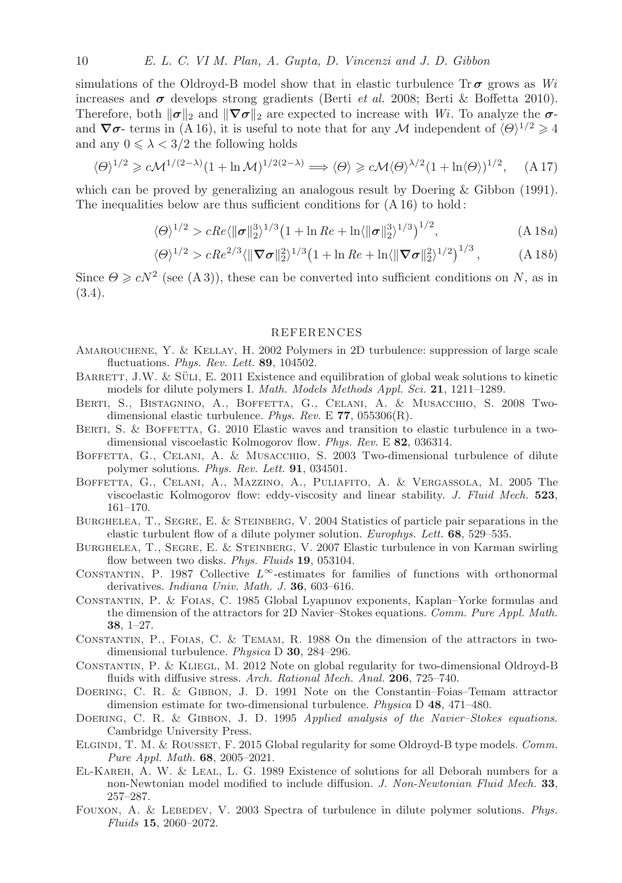simulations of the Oldroyd-B model show that in elastic turbulence $\mathrm{Tr}\,\boldsymbol{\sigma}$ grows as $Wi$ increases and $\boldsymbol{\sigma}$ develops strong gradients (Berti *et al.* 2008; Berti & Boffetta 2010). Therefore, both $\|\boldsymbol{\sigma}\|_2$ and $\|\boldsymbol{\nabla\sigma}\|_2$ are expected to increase with $Wi$. To analyze the $\boldsymbol{\sigma}$- and $\boldsymbol{\nabla\sigma}$- terms in (A 16), it is useful to note that for any $\mathcal{M}$ independent of $\langle\Theta\rangle^{1/2} \geqslant 4$ and any $0 \leqslant \lambda < 3/2$ the following holds

$$\langle\Theta\rangle^{1/2} \geqslant c\mathcal{M}^{1/(2-\lambda)}(1+\ln\mathcal{M})^{1/2(2-\lambda)} \Longrightarrow \langle\Theta\rangle \geqslant c\mathcal{M}\langle\Theta\rangle^{\lambda/2}(1+\ln\langle\Theta\rangle)^{1/2}, \qquad \text{(A 17)}$$

which can be proved by generalizing an analogous result by Doering & Gibbon (1991). The inequalities below are thus sufficient conditions for (A 16) to hold:

$$\langle\Theta\rangle^{1/2} > cRe\langle\|\boldsymbol{\sigma}\|_2^3\rangle^{1/3}\big(1+\ln Re+\ln\langle\|\boldsymbol{\sigma}\|_2^3\rangle^{1/3}\big)^{1/2}, \qquad \text{(A 18}a\text{)}$$

$$\langle\Theta\rangle^{1/2} > cRe^{2/3}\langle\|\boldsymbol{\nabla\sigma}\|_2^2\rangle^{1/3}\big(1+\ln Re+\ln\langle\|\boldsymbol{\nabla\sigma}\|_2^2\rangle^{1/2}\big)^{1/3}, \qquad \text{(A 18}b\text{)}$$

Since $\Theta \geqslant cN^2$ (see (A 3)), these can be converted into sufficient conditions on $N$, as in (3.4).

## REFERENCES

Amarouchene, Y. & Kellay, H. 2002 Polymers in 2D turbulence: suppression of large scale fluctuations. *Phys. Rev. Lett.* **89**, 104502.

Barrett, J.W. & Süli, E. 2011 Existence and equilibration of global weak solutions to kinetic models for dilute polymers I. *Math. Models Methods Appl. Sci.* **21**, 1211–1289.

Berti, S., Bistagnino, A., Boffetta, G., Celani, A. & Musacchio, S. 2008 Two-dimensional elastic turbulence. *Phys. Rev.* E **77**, 055306(R).

Berti, S. & Boffetta, G. 2010 Elastic waves and transition to elastic turbulence in a two-dimensional viscoelastic Kolmogorov flow. *Phys. Rev.* E **82**, 036314.

Boffetta, G., Celani, A. & Musacchio, S. 2003 Two-dimensional turbulence of dilute polymer solutions. *Phys. Rev. Lett.* **91**, 034501.

Boffetta, G., Celani, A., Mazzino, A., Puliafito, A. & Vergassola, M. 2005 The viscoelastic Kolmogorov flow: eddy-viscosity and linear stability. *J. Fluid Mech.* **523**, 161–170.

Burghelea, T., Segre, E. & Steinberg, V. 2004 Statistics of particle pair separations in the elastic turbulent flow of a dilute polymer solution. *Europhys. Lett.* **68**, 529–535.

Burghelea, T., Segre, E. & Steinberg, V. 2007 Elastic turbulence in von Karman swirling flow between two disks. *Phys. Fluids* **19**, 053104.

Constantin, P. 1987 Collective $L^\infty$-estimates for families of functions with orthonormal derivatives. *Indiana Univ. Math. J.* **36**, 603–616.

Constantin, P. & Foias, C. 1985 Global Lyapunov exponents, Kaplan–Yorke formulas and the dimension of the attractors for 2D Navier–Stokes equations. *Comm. Pure Appl. Math.* **38**, 1–27.

Constantin, P., Foias, C. & Temam, R. 1988 On the dimension of the attractors in two-dimensional turbulence. *Physica* D **30**, 284–296.

Constantin, P. & Kliegl, M. 2012 Note on global regularity for two-dimensional Oldroyd-B fluids with diffusive stress. *Arch. Rational Mech. Anal.* **206**, 725–740.

Doering, C. R. & Gibbon, J. D. 1991 Note on the Constantin–Foias–Temam attractor dimension estimate for two-dimensional turbulence. *Physica* D **48**, 471–480.

Doering, C. R. & Gibbon, J. D. 1995 *Applied analysis of the Navier–Stokes equations*. Cambridge University Press.

Elgindi, T. M. & Rousset, F. 2015 Global regularity for some Oldroyd-B type models. *Comm. Pure Appl. Math.* **68**, 2005–2021.

El-Kareh, A. W. & Leal, L. G. 1989 Existence of solutions for all Deborah numbers for a non-Newtonian model modified to include diffusion. *J. Non-Newtonian Fluid Mech.* **33**, 257–287.

Fouxon, A. & Lebedev, V. 2003 Spectra of turbulence in dilute polymer solutions. *Phys. Fluids* **15**, 2060–2072.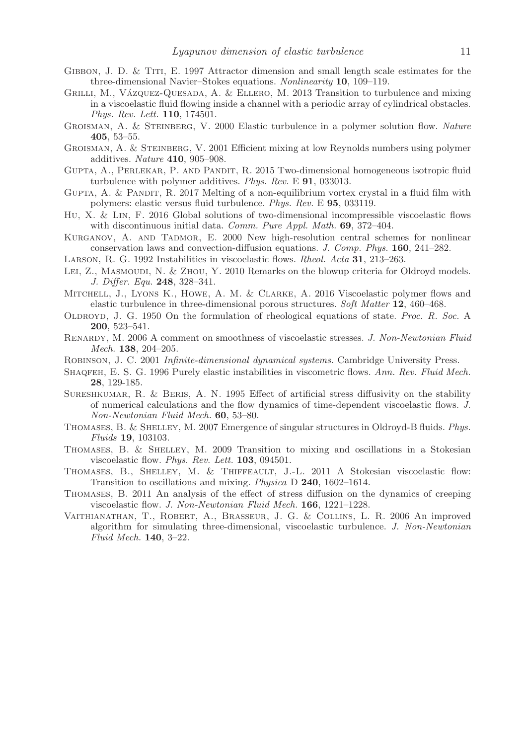Gibbon, J. D. & Titi, E. 1997 Attractor dimension and small length scale estimates for the three-dimensional Navier–Stokes equations. *Nonlinearity* **10**, 109–119.

Grilli, M., Vázquez-Quesada, A. & Ellero, M. 2013 Transition to turbulence and mixing in a viscoelastic fluid flowing inside a channel with a periodic array of cylindrical obstacles. *Phys. Rev. Lett.* **110**, 174501.

Groisman, A. & Steinberg, V. 2000 Elastic turbulence in a polymer solution flow. *Nature* **405**, 53–55.

Groisman, A. & Steinberg, V. 2001 Efficient mixing at low Reynolds numbers using polymer additives. *Nature* **410**, 905–908.

Gupta, A., Perlekar, P. and Pandit, R. 2015 Two-dimensional homogeneous isotropic fluid turbulence with polymer additives. *Phys. Rev.* E **91**, 033013.

Gupta, A. & Pandit, R. 2017 Melting of a non-equilibrium vortex crystal in a fluid film with polymers: elastic versus fluid turbulence. *Phys. Rev.* E **95**, 033119.

Hu, X. & Lin, F. 2016 Global solutions of two-dimensional incompressible viscoelastic flows with discontinuous initial data. *Comm. Pure Appl. Math.* **69**, 372–404.

Kurganov, A. and Tadmor, E. 2000 New high-resolution central schemes for nonlinear conservation laws and convection-diffusion equations. *J. Comp. Phys.* **160**, 241–282.

Larson, R. G. 1992 Instabilities in viscoelastic flows. *Rheol. Acta* **31**, 213–263.

Lei, Z., Masmoudi, N. & Zhou, Y. 2010 Remarks on the blowup criteria for Oldroyd models. *J. Differ. Equ.* **248**, 328–341.

Mitchell, J., Lyons K., Howe, A. M. & Clarke, A. 2016 Viscoelastic polymer flows and elastic turbulence in three-dimensional porous structures. *Soft Matter* **12**, 460–468.

Oldroyd, J. G. 1950 On the formulation of rheological equations of state. *Proc. R. Soc.* A **200**, 523–541.

Renardy, M. 2006 A comment on smoothness of viscoelastic stresses. *J. Non-Newtonian Fluid Mech.* **138**, 204–205.

Robinson, J. C. 2001 *Infinite-dimensional dynamical systems*. Cambridge University Press.

Shaqfeh, E. S. G. 1996 Purely elastic instabilities in viscometric flows. *Ann. Rev. Fluid Mech.* **28**, 129-185.

Sureshkumar, R. & Beris, A. N. 1995 Effect of artificial stress diffusivity on the stability of numerical calculations and the flow dynamics of time-dependent viscoelastic flows. *J. Non-Newtonian Fluid Mech.* **60**, 53–80.

Thomases, B. & Shelley, M. 2007 Emergence of singular structures in Oldroyd-B fluids. *Phys. Fluids* **19**, 103103.

Thomases, B. & Shelley, M. 2009 Transition to mixing and oscillations in a Stokesian viscoelastic flow. *Phys. Rev. Lett.* **103**, 094501.

Thomases, B., Shelley, M. & Thiffeault, J.-L. 2011 A Stokesian viscoelastic flow: Transition to oscillations and mixing. *Physica* D **240**, 1602–1614.

Thomases, B. 2011 An analysis of the effect of stress diffusion on the dynamics of creeping viscoelastic flow. *J. Non-Newtonian Fluid Mech.* **166**, 1221–1228.

Vaithianathan, T., Robert, A., Brasseur, J. G. & Collins, L. R. 2006 An improved algorithm for simulating three-dimensional, viscoelastic turbulence. *J. Non-Newtonian Fluid Mech.* **140**, 3–22.